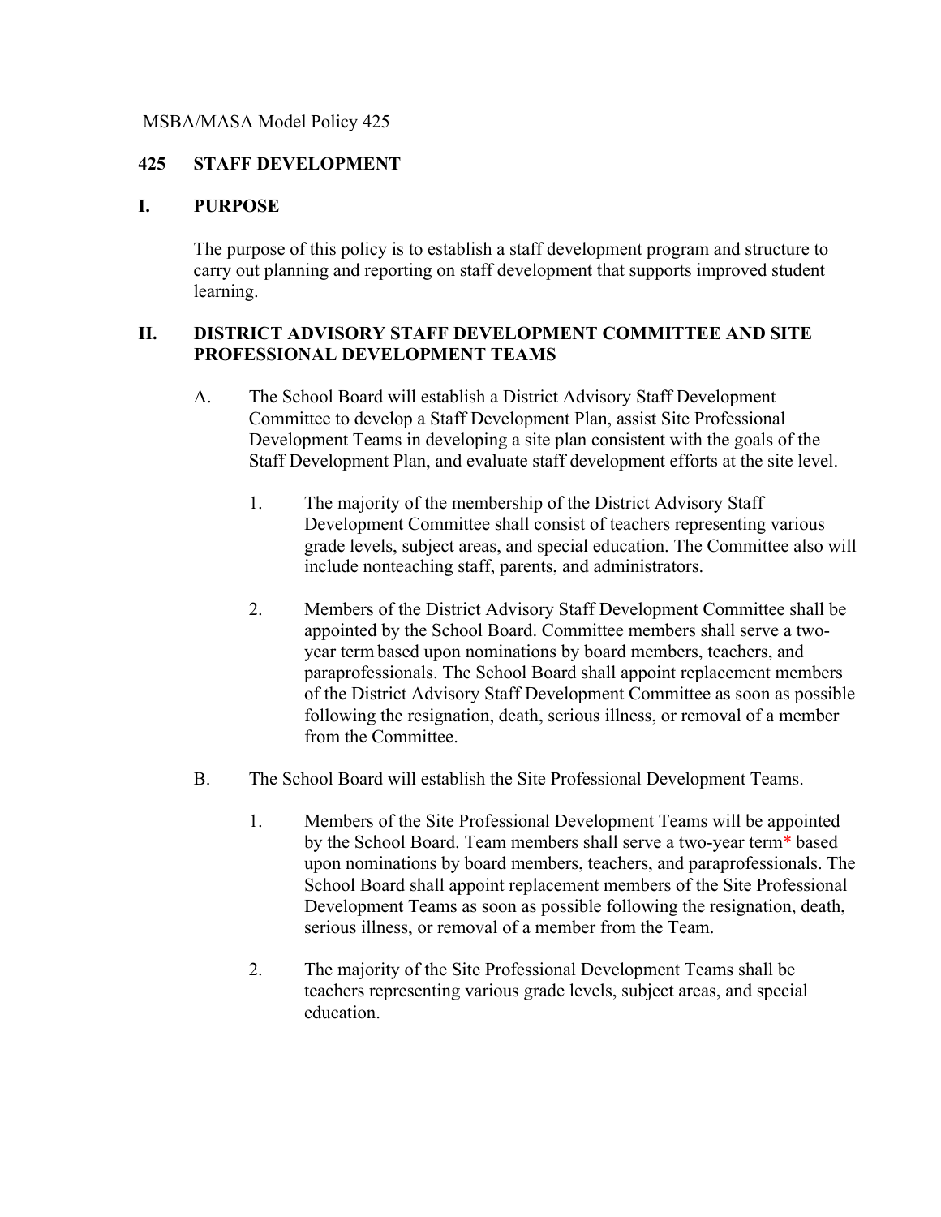MSBA/MASA Model Policy 425

# 425 STAFF DEVELOPMENT

## I. PURPOSE

The purpose of this policy is to establish a staff development program and structure to carry out planning and reporting on staff development that supports improved student learning.

## II. DISTRICT ADVISORY STAFF DEVELOPMENT COMMITTEE AND SITE PROFESSIONAL DEVELOPMENT TEAMS

A. The School Board will establish a District Advisory Staff Development Committee to develop a Staff Development Plan, assist Site Professional Development Teams in developing a site plan consistent with the goals of the Staff Development Plan, and evaluate staff development efforts at the site level.

1. The majority of the membership of the District Advisory Staff Development Committee shall consist of teachers representing various grade levels, subject areas, and special education. The Committee also will include nonteaching staff, parents, and administrators.

2. Members of the District Advisory Staff Development Committee shall be appointed by the School Board. Committee members shall serve a two-year term based upon nominations by board members, teachers, and paraprofessionals. The School Board shall appoint replacement members of the District Advisory Staff Development Committee as soon as possible following the resignation, death, serious illness, or removal of a member from the Committee.

B. The School Board will establish the Site Professional Development Teams.

1. Members of the Site Professional Development Teams will be appointed by the School Board. Team members shall serve a two-year term* based upon nominations by board members, teachers, and paraprofessionals. The School Board shall appoint replacement members of the Site Professional Development Teams as soon as possible following the resignation, death, serious illness, or removal of a member from the Team.

2. The majority of the Site Professional Development Teams shall be teachers representing various grade levels, subject areas, and special education.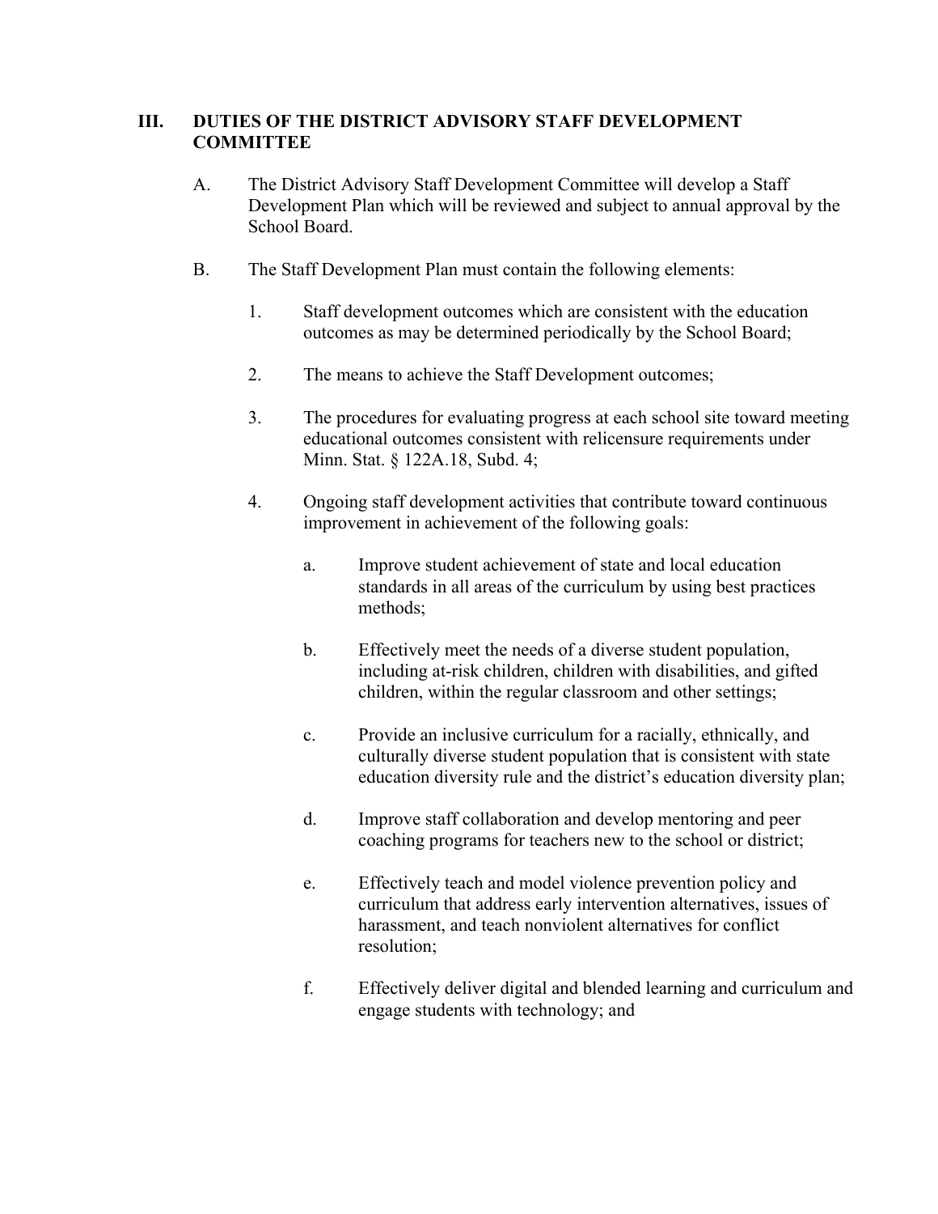## III. DUTIES OF THE DISTRICT ADVISORY STAFF DEVELOPMENT COMMITTEE

A. The District Advisory Staff Development Committee will develop a Staff Development Plan which will be reviewed and subject to annual approval by the School Board.

B. The Staff Development Plan must contain the following elements:

1. Staff development outcomes which are consistent with the education outcomes as may be determined periodically by the School Board;

2. The means to achieve the Staff Development outcomes;

3. The procedures for evaluating progress at each school site toward meeting educational outcomes consistent with relicensure requirements under Minn. Stat. § 122A.18, Subd. 4;

4. Ongoing staff development activities that contribute toward continuous improvement in achievement of the following goals:

   a. Improve student achievement of state and local education standards in all areas of the curriculum by using best practices methods;

   b. Effectively meet the needs of a diverse student population, including at-risk children, children with disabilities, and gifted children, within the regular classroom and other settings;

   c. Provide an inclusive curriculum for a racially, ethnically, and culturally diverse student population that is consistent with state education diversity rule and the district's education diversity plan;

   d. Improve staff collaboration and develop mentoring and peer coaching programs for teachers new to the school or district;

   e. Effectively teach and model violence prevention policy and curriculum that address early intervention alternatives, issues of harassment, and teach nonviolent alternatives for conflict resolution;

   f. Effectively deliver digital and blended learning and curriculum and engage students with technology; and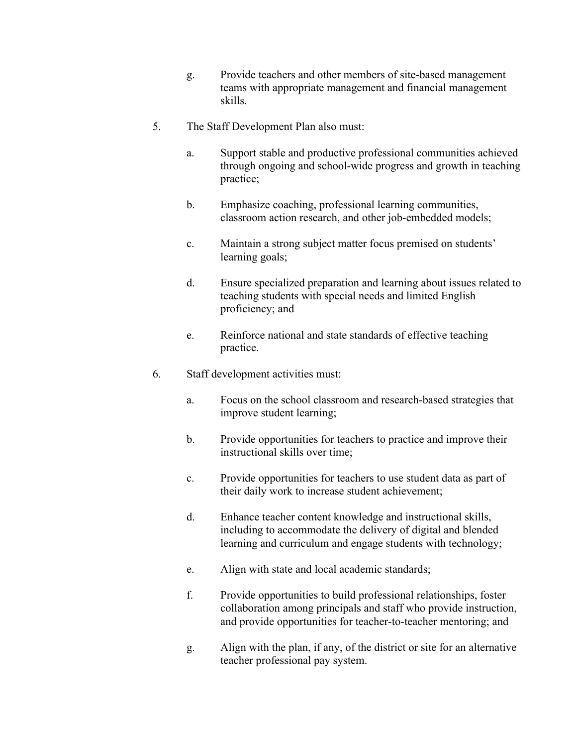g. Provide teachers and other members of site-based management teams with appropriate management and financial management skills.

5. The Staff Development Plan also must:

   a. Support stable and productive professional communities achieved through ongoing and school-wide progress and growth in teaching practice;

   b. Emphasize coaching, professional learning communities, classroom action research, and other job-embedded models;

   c. Maintain a strong subject matter focus premised on students' learning goals;

   d. Ensure specialized preparation and learning about issues related to teaching students with special needs and limited English proficiency; and

   e. Reinforce national and state standards of effective teaching practice.

6. Staff development activities must:

   a. Focus on the school classroom and research-based strategies that improve student learning;

   b. Provide opportunities for teachers to practice and improve their instructional skills over time;

   c. Provide opportunities for teachers to use student data as part of their daily work to increase student achievement;

   d. Enhance teacher content knowledge and instructional skills, including to accommodate the delivery of digital and blended learning and curriculum and engage students with technology;

   e. Align with state and local academic standards;

   f. Provide opportunities to build professional relationships, foster collaboration among principals and staff who provide instruction, and provide opportunities for teacher-to-teacher mentoring; and

   g. Align with the plan, if any, of the district or site for an alternative teacher professional pay system.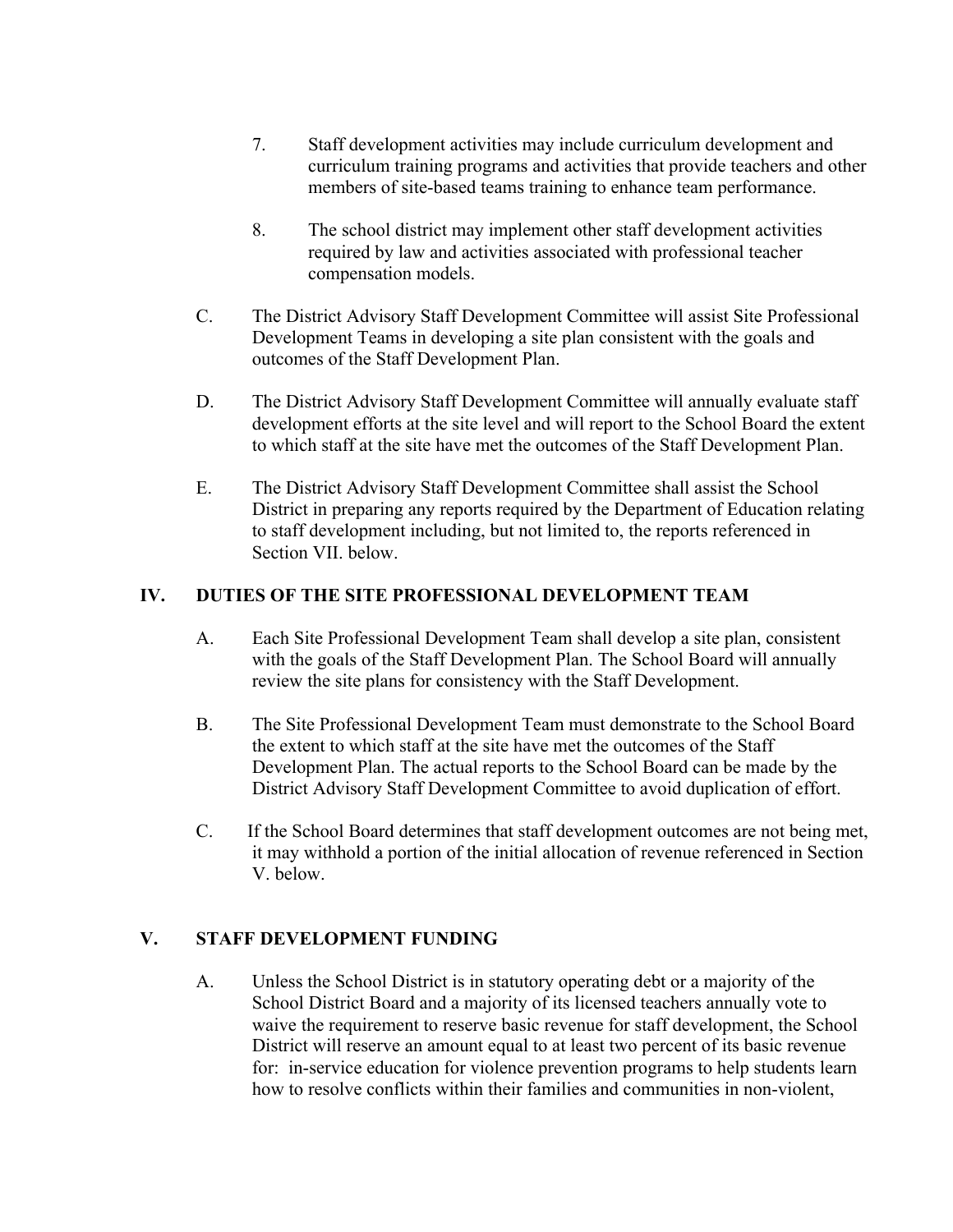7. Staff development activities may include curriculum development and curriculum training programs and activities that provide teachers and other members of site-based teams training to enhance team performance.

8. The school district may implement other staff development activities required by law and activities associated with professional teacher compensation models.

C. The District Advisory Staff Development Committee will assist Site Professional Development Teams in developing a site plan consistent with the goals and outcomes of the Staff Development Plan.

D. The District Advisory Staff Development Committee will annually evaluate staff development efforts at the site level and will report to the School Board the extent to which staff at the site have met the outcomes of the Staff Development Plan.

E. The District Advisory Staff Development Committee shall assist the School District in preparing any reports required by the Department of Education relating to staff development including, but not limited to, the reports referenced in Section VII. below.

## IV. DUTIES OF THE SITE PROFESSIONAL DEVELOPMENT TEAM

A. Each Site Professional Development Team shall develop a site plan, consistent with the goals of the Staff Development Plan. The School Board will annually review the site plans for consistency with the Staff Development.

B. The Site Professional Development Team must demonstrate to the School Board the extent to which staff at the site have met the outcomes of the Staff Development Plan. The actual reports to the School Board can be made by the District Advisory Staff Development Committee to avoid duplication of effort.

C. If the School Board determines that staff development outcomes are not being met, it may withhold a portion of the initial allocation of revenue referenced in Section V. below.

## V. STAFF DEVELOPMENT FUNDING

A. Unless the School District is in statutory operating debt or a majority of the School District Board and a majority of its licensed teachers annually vote to waive the requirement to reserve basic revenue for staff development, the School District will reserve an amount equal to at least two percent of its basic revenue for: in-service education for violence prevention programs to help students learn how to resolve conflicts within their families and communities in non-violent,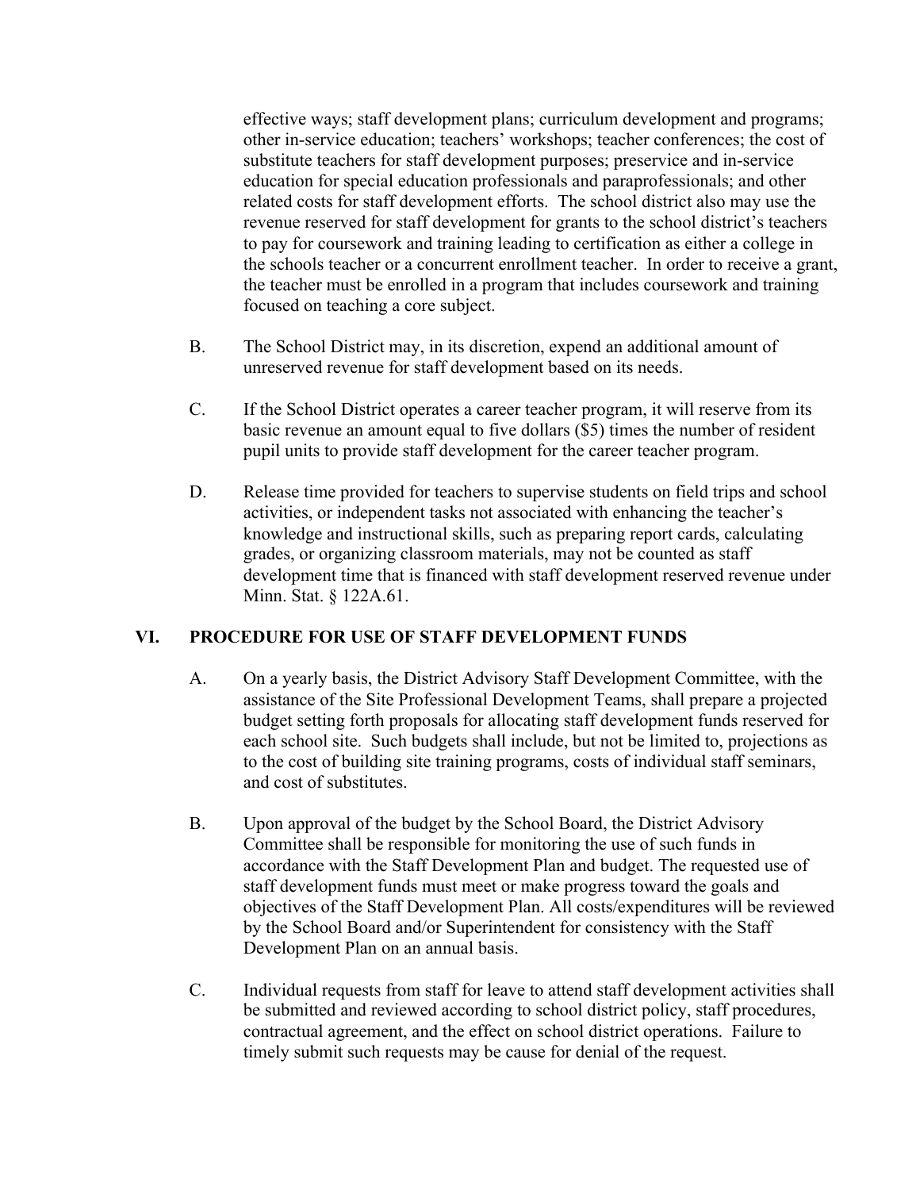effective ways; staff development plans; curriculum development and programs; other in-service education; teachers' workshops; teacher conferences; the cost of substitute teachers for staff development purposes; preservice and in-service education for special education professionals and paraprofessionals; and other related costs for staff development efforts. The school district also may use the revenue reserved for staff development for grants to the school district's teachers to pay for coursework and training leading to certification as either a college in the schools teacher or a concurrent enrollment teacher. In order to receive a grant, the teacher must be enrolled in a program that includes coursework and training focused on teaching a core subject.

B. The School District may, in its discretion, expend an additional amount of unreserved revenue for staff development based on its needs.

C. If the School District operates a career teacher program, it will reserve from its basic revenue an amount equal to five dollars ($5) times the number of resident pupil units to provide staff development for the career teacher program.

D. Release time provided for teachers to supervise students on field trips and school activities, or independent tasks not associated with enhancing the teacher's knowledge and instructional skills, such as preparing report cards, calculating grades, or organizing classroom materials, may not be counted as staff development time that is financed with staff development reserved revenue under Minn. Stat. § 122A.61.

## VI. PROCEDURE FOR USE OF STAFF DEVELOPMENT FUNDS

A. On a yearly basis, the District Advisory Staff Development Committee, with the assistance of the Site Professional Development Teams, shall prepare a projected budget setting forth proposals for allocating staff development funds reserved for each school site. Such budgets shall include, but not be limited to, projections as to the cost of building site training programs, costs of individual staff seminars, and cost of substitutes.

B. Upon approval of the budget by the School Board, the District Advisory Committee shall be responsible for monitoring the use of such funds in accordance with the Staff Development Plan and budget. The requested use of staff development funds must meet or make progress toward the goals and objectives of the Staff Development Plan. All costs/expenditures will be reviewed by the School Board and/or Superintendent for consistency with the Staff Development Plan on an annual basis.

C. Individual requests from staff for leave to attend staff development activities shall be submitted and reviewed according to school district policy, staff procedures, contractual agreement, and the effect on school district operations. Failure to timely submit such requests may be cause for denial of the request.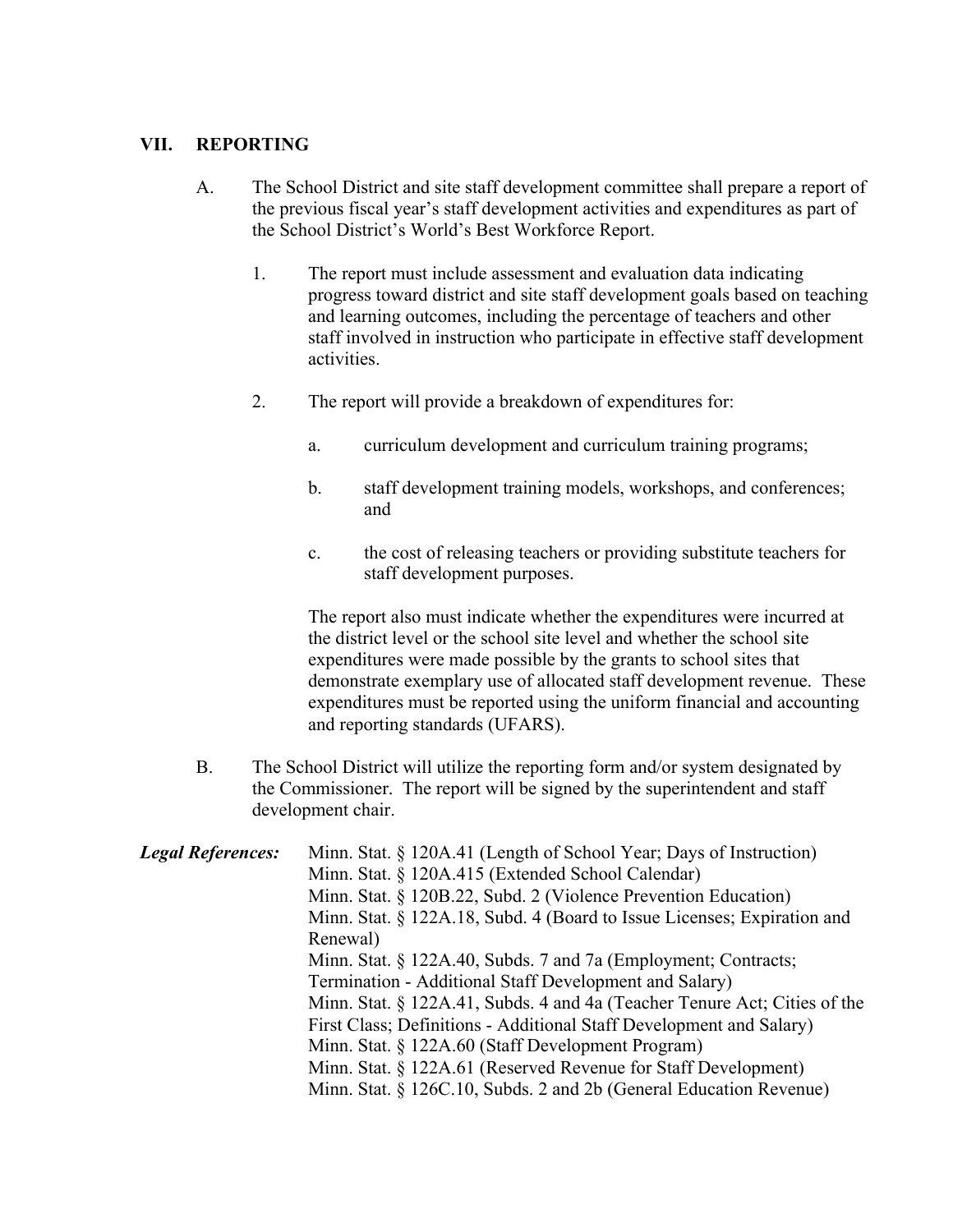## VII. REPORTING

A. The School District and site staff development committee shall prepare a report of the previous fiscal year's staff development activities and expenditures as part of the School District's World's Best Workforce Report.

1. The report must include assessment and evaluation data indicating progress toward district and site staff development goals based on teaching and learning outcomes, including the percentage of teachers and other staff involved in instruction who participate in effective staff development activities.

2. The report will provide a breakdown of expenditures for:

   a. curriculum development and curriculum training programs;

   b. staff development training models, workshops, and conferences; and

   c. the cost of releasing teachers or providing substitute teachers for staff development purposes.

   The report also must indicate whether the expenditures were incurred at the district level or the school site level and whether the school site expenditures were made possible by the grants to school sites that demonstrate exemplary use of allocated staff development revenue. These expenditures must be reported using the uniform financial and accounting and reporting standards (UFARS).

B. The School District will utilize the reporting form and/or system designated by the Commissioner. The report will be signed by the superintendent and staff development chair.

***Legal References:***

Minn. Stat. § 120A.41 (Length of School Year; Days of Instruction)
Minn. Stat. § 120A.415 (Extended School Calendar)
Minn. Stat. § 120B.22, Subd. 2 (Violence Prevention Education)
Minn. Stat. § 122A.18, Subd. 4 (Board to Issue Licenses; Expiration and Renewal)
Minn. Stat. § 122A.40, Subds. 7 and 7a (Employment; Contracts; Termination - Additional Staff Development and Salary)
Minn. Stat. § 122A.41, Subds. 4 and 4a (Teacher Tenure Act; Cities of the First Class; Definitions - Additional Staff Development and Salary)
Minn. Stat. § 122A.60 (Staff Development Program)
Minn. Stat. § 122A.61 (Reserved Revenue for Staff Development)
Minn. Stat. § 126C.10, Subds. 2 and 2b (General Education Revenue)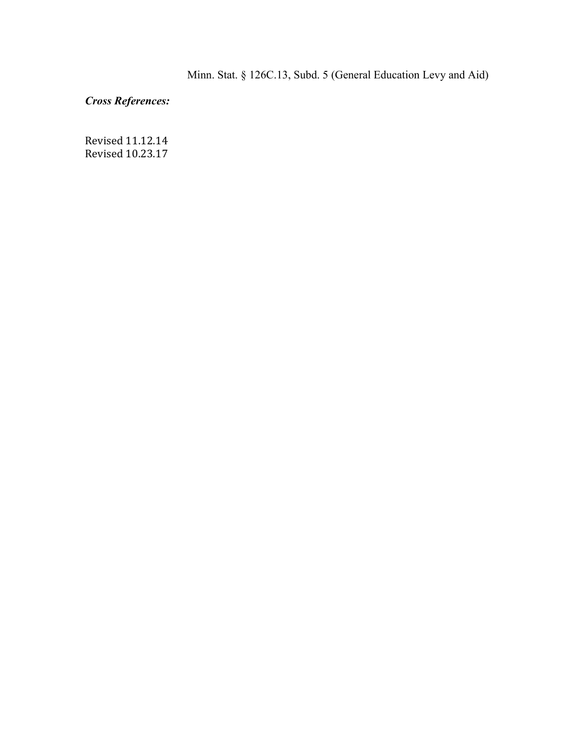Minn. Stat. § 126C.13, Subd. 5 (General Education Levy and Aid)

***Cross References:***

Revised 11.12.14
Revised 10.23.17